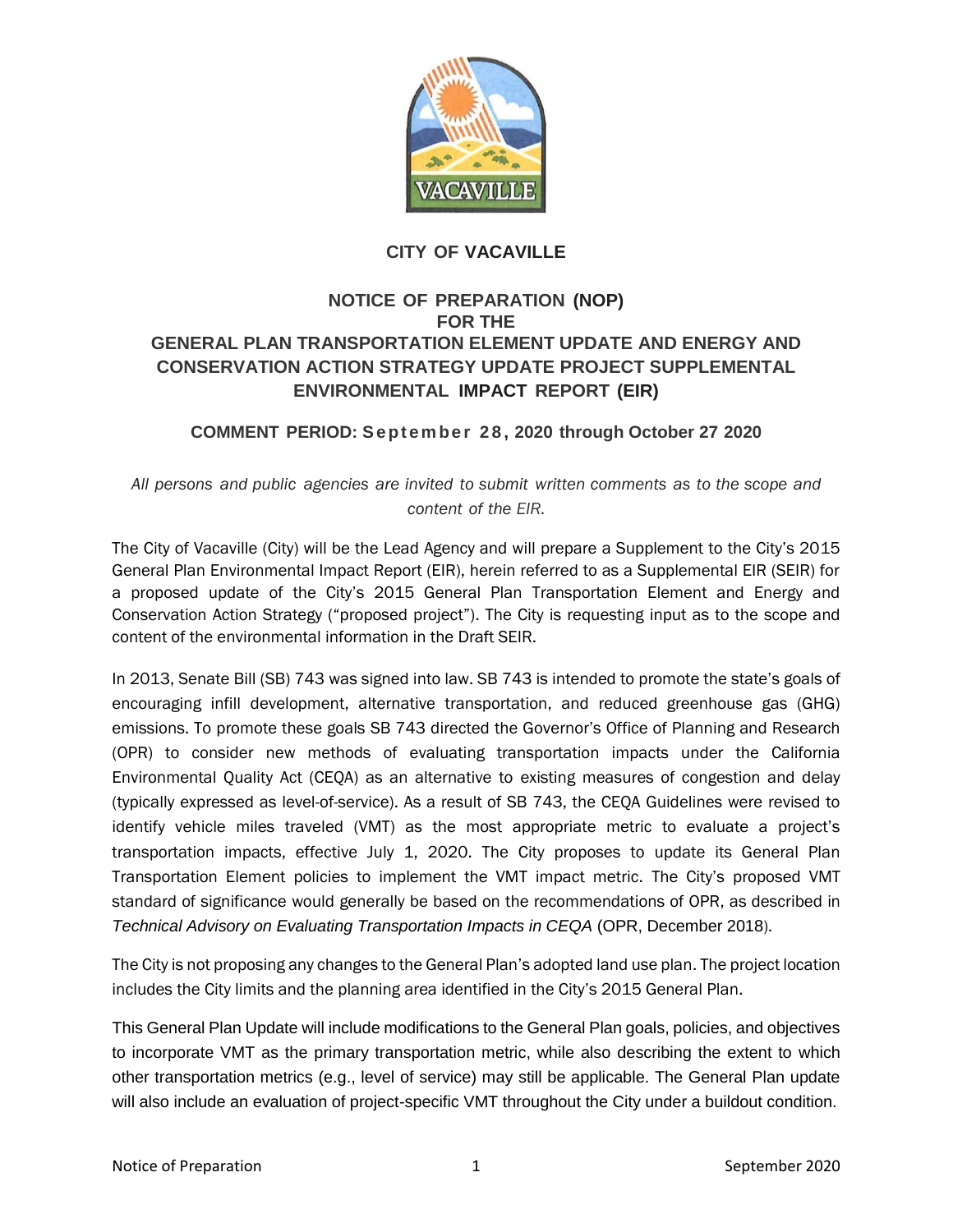# CITY OF VACAVILLE

## NOTICE OF PREPARATION (NOP) FOR THE GENERAL PLAN TRANSPORTATION ELEMENT UPDATE AND ENERGY AND CONSERVATION ACTION STRATEGY UPDATE PROJECT SUPPLEMENTAL ENVIRONMENTAL IMPACT REPORT (EIR)

**COMMENT PERIOD: September 28, 2020 through October 27 2020**

*All persons and public agencies are invited to submit written comments as to the scope and content of the EIR.*

The City of Vacaville (City) will be the Lead Agency and will prepare a Supplement to the City's 2015 General Plan Environmental Impact Report (EIR), herein referred to as a Supplemental EIR (SEIR) for a proposed update of the City's 2015 General Plan Transportation Element and Energy and Conservation Action Strategy ("proposed project"). The City is requesting input as to the scope and content of the environmental information in the Draft SEIR.

In 2013, Senate Bill (SB) 743 was signed into law. SB 743 is intended to promote the state's goals of encouraging infill development, alternative transportation, and reduced greenhouse gas (GHG) emissions. To promote these goals SB 743 directed the Governor's Office of Planning and Research (OPR) to consider new methods of evaluating transportation impacts under the California Environmental Quality Act (CEQA) as an alternative to existing measures of congestion and delay (typically expressed as level-of-service). As a result of SB 743, the CEQA Guidelines were revised to identify vehicle miles traveled (VMT) as the most appropriate metric to evaluate a project's transportation impacts, effective July 1, 2020. The City proposes to update its General Plan Transportation Element policies to implement the VMT impact metric. The City's proposed VMT standard of significance would generally be based on the recommendations of OPR, as described in *Technical Advisory on Evaluating Transportation Impacts in CEQA* (OPR, December 2018).

The City is not proposing any changes to the General Plan's adopted land use plan. The project location includes the City limits and the planning area identified in the City's 2015 General Plan.

This General Plan Update will include modifications to the General Plan goals, policies, and objectives to incorporate VMT as the primary transportation metric, while also describing the extent to which other transportation metrics (e.g., level of service) may still be applicable. The General Plan update will also include an evaluation of project-specific VMT throughout the City under a buildout condition.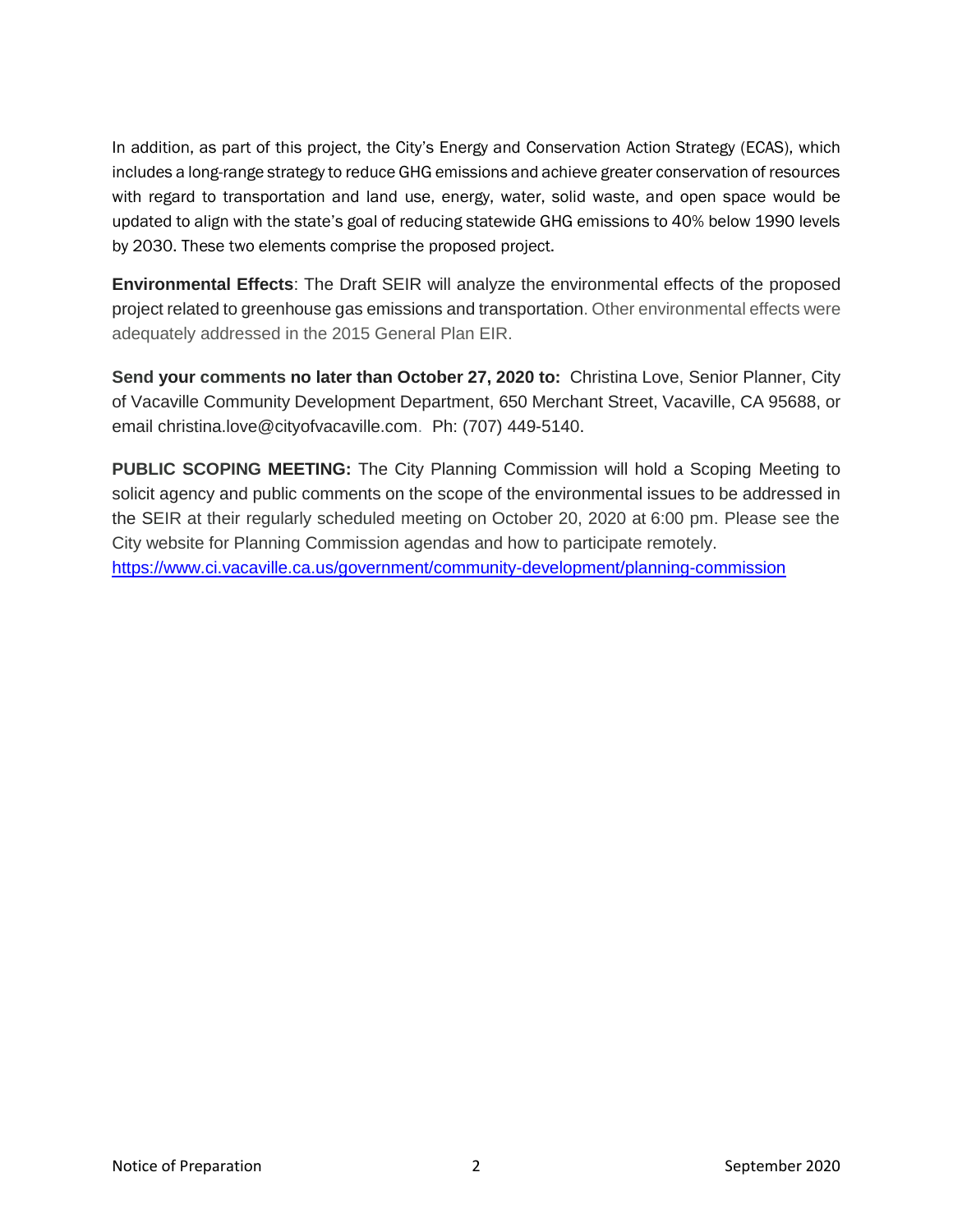In addition, as part of this project, the City's Energy and Conservation Action Strategy (ECAS), which includes a long-range strategy to reduce GHG emissions and achieve greater conservation of resources with regard to transportation and land use, energy, water, solid waste, and open space would be updated to align with the state's goal of reducing statewide GHG emissions to 40% below 1990 levels by 2030. These two elements comprise the proposed project.

**Environmental Effects**: The Draft SEIR will analyze the environmental effects of the proposed project related to greenhouse gas emissions and transportation. Other environmental effects were adequately addressed in the 2015 General Plan EIR.

**Send your comments no later than October 27, 2020 to:** Christina Love, Senior Planner, City of Vacaville Community Development Department, 650 Merchant Street, Vacaville, CA 95688, or email christina.love@cityofvacaville.com. Ph: (707) 449-5140.

**PUBLIC SCOPING MEETING:** The City Planning Commission will hold a Scoping Meeting to solicit agency and public comments on the scope of the environmental issues to be addressed in the SEIR at their regularly scheduled meeting on October 20, 2020 at 6:00 pm. Please see the City website for Planning Commission agendas and how to participate remotely.
https://www.ci.vacaville.ca.us/government/community-development/planning-commission